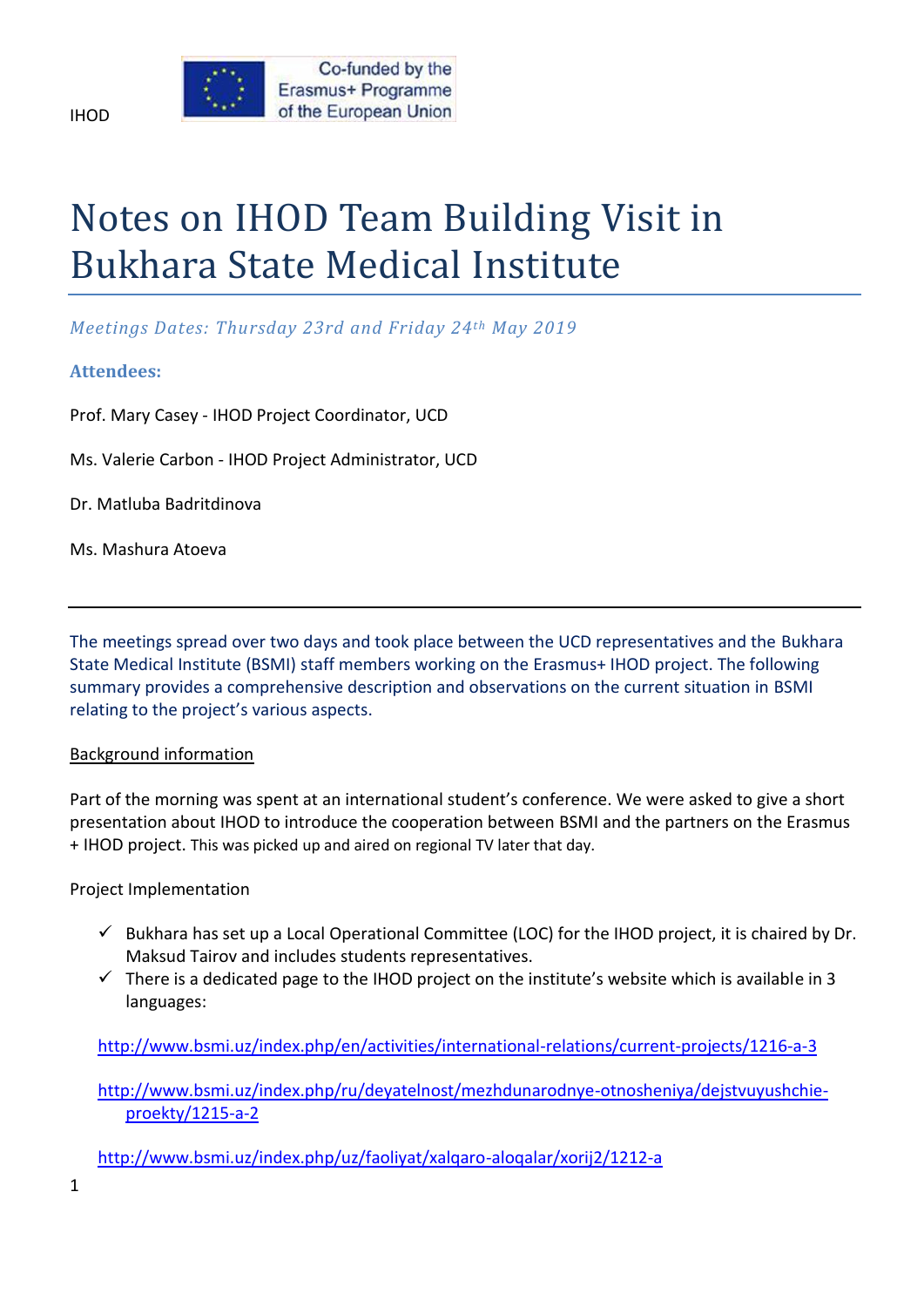IHOD

Co-funded by the Erasmus+ Programme of the European Union

# Notes on IHOD Team Building Visit in Bukhara State Medical Institute

*Meetings Dates: Thursday 23rd and Friday 24th May 2019*

**Attendees:**

Prof. Mary Casey - IHOD Project Coordinator, UCD

Ms. Valerie Carbon - IHOD Project Administrator, UCD

Dr. Matluba Badritdinova

Ms. Mashura Atoeva

---

The meetings spread over two days and took place between the UCD representatives and the Bukhara State Medical Institute (BSMI) staff members working on the Erasmus+ IHOD project. The following summary provides a comprehensive description and observations on the current situation in BSMI relating to the project's various aspects.

Background information

Part of the morning was spent at an international student's conference. We were asked to give a short presentation about IHOD to introduce the cooperation between BSMI and the partners on the Erasmus + IHOD project. This was picked up and aired on regional TV later that day.

Project Implementation

- ✓ Bukhara has set up a Local Operational Committee (LOC) for the IHOD project, it is chaired by Dr. Maksud Tairov and includes students representatives.
- ✓ There is a dedicated page to the IHOD project on the institute's website which is available in 3 languages:

http://www.bsmi.uz/index.php/en/activities/international-relations/current-projects/1216-a-3

http://www.bsmi.uz/index.php/ru/deyatelnost/mezhdunarodnye-otnosheniya/dejstvuyushchie-proekty/1215-a-2

http://www.bsmi.uz/index.php/uz/faoliyat/xalqaro-aloqalar/xorij2/1212-a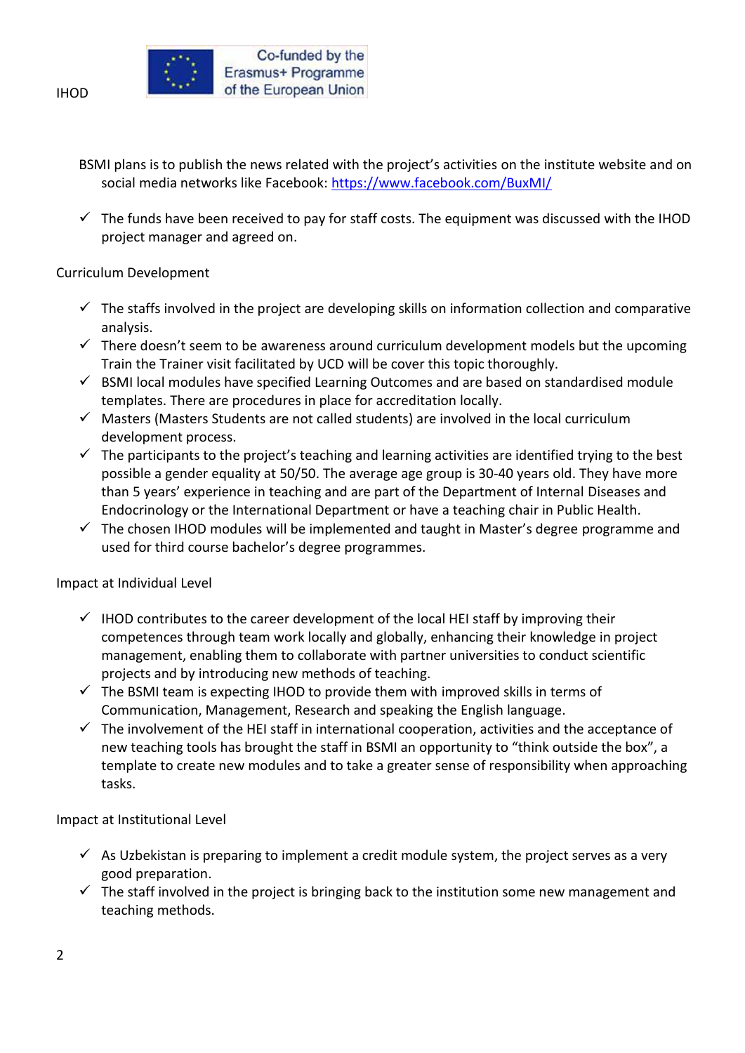BSMI plans is to publish the news related with the project's activities on the institute website and on social media networks like Facebook: [https://www.facebook.com/BuxMI/](https://www.facebook.com/BuxMI/)

- ✓ The funds have been received to pay for staff costs. The equipment was discussed with the IHOD project manager and agreed on.

Curriculum Development

- ✓ The staffs involved in the project are developing skills on information collection and comparative analysis.
- ✓ There doesn't seem to be awareness around curriculum development models but the upcoming Train the Trainer visit facilitated by UCD will be cover this topic thoroughly.
- ✓ BSMI local modules have specified Learning Outcomes and are based on standardised module templates. There are procedures in place for accreditation locally.
- ✓ Masters (Masters Students are not called students) are involved in the local curriculum development process.
- ✓ The participants to the project's teaching and learning activities are identified trying to the best possible a gender equality at 50/50. The average age group is 30-40 years old. They have more than 5 years' experience in teaching and are part of the Department of Internal Diseases and Endocrinology or the International Department or have a teaching chair in Public Health.
- ✓ The chosen IHOD modules will be implemented and taught in Master's degree programme and used for third course bachelor's degree programmes.

Impact at Individual Level

- ✓ IHOD contributes to the career development of the local HEI staff by improving their competences through team work locally and globally, enhancing their knowledge in project management, enabling them to collaborate with partner universities to conduct scientific projects and by introducing new methods of teaching.
- ✓ The BSMI team is expecting IHOD to provide them with improved skills in terms of Communication, Management, Research and speaking the English language.
- ✓ The involvement of the HEI staff in international cooperation, activities and the acceptance of new teaching tools has brought the staff in BSMI an opportunity to "think outside the box", a template to create new modules and to take a greater sense of responsibility when approaching tasks.

Impact at Institutional Level

- ✓ As Uzbekistan is preparing to implement a credit module system, the project serves as a very good preparation.
- ✓ The staff involved in the project is bringing back to the institution some new management and teaching methods.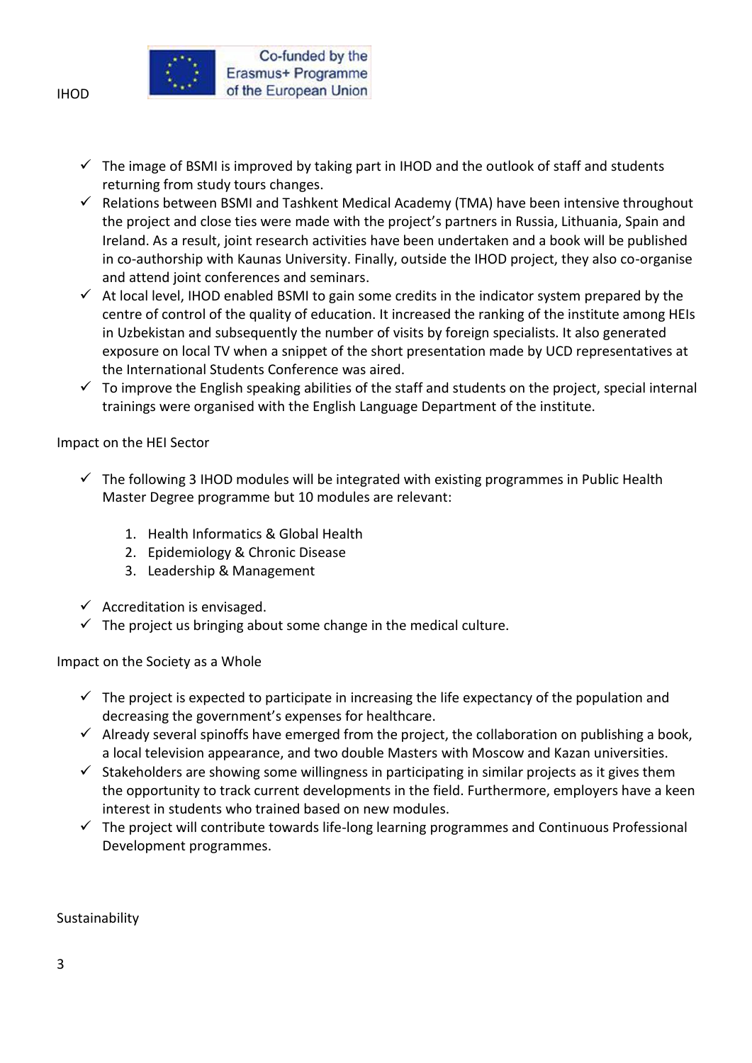- ✓ The image of BSMI is improved by taking part in IHOD and the outlook of staff and students returning from study tours changes.
- ✓ Relations between BSMI and Tashkent Medical Academy (TMA) have been intensive throughout the project and close ties were made with the project's partners in Russia, Lithuania, Spain and Ireland. As a result, joint research activities have been undertaken and a book will be published in co-authorship with Kaunas University. Finally, outside the IHOD project, they also co-organise and attend joint conferences and seminars.
- ✓ At local level, IHOD enabled BSMI to gain some credits in the indicator system prepared by the centre of control of the quality of education. It increased the ranking of the institute among HEIs in Uzbekistan and subsequently the number of visits by foreign specialists. It also generated exposure on local TV when a snippet of the short presentation made by UCD representatives at the International Students Conference was aired.
- ✓ To improve the English speaking abilities of the staff and students on the project, special internal trainings were organised with the English Language Department of the institute.

Impact on the HEI Sector

- ✓ The following 3 IHOD modules will be integrated with existing programmes in Public Health Master Degree programme but 10 modules are relevant:

    1. Health Informatics & Global Health
    2. Epidemiology & Chronic Disease
    3. Leadership & Management

- ✓ Accreditation is envisaged.
- ✓ The project us bringing about some change in the medical culture.

Impact on the Society as a Whole

- ✓ The project is expected to participate in increasing the life expectancy of the population and decreasing the government's expenses for healthcare.
- ✓ Already several spinoffs have emerged from the project, the collaboration on publishing a book, a local television appearance, and two double Masters with Moscow and Kazan universities.
- ✓ Stakeholders are showing some willingness in participating in similar projects as it gives them the opportunity to track current developments in the field. Furthermore, employers have a keen interest in students who trained based on new modules.
- ✓ The project will contribute towards life-long learning programmes and Continuous Professional Development programmes.

Sustainability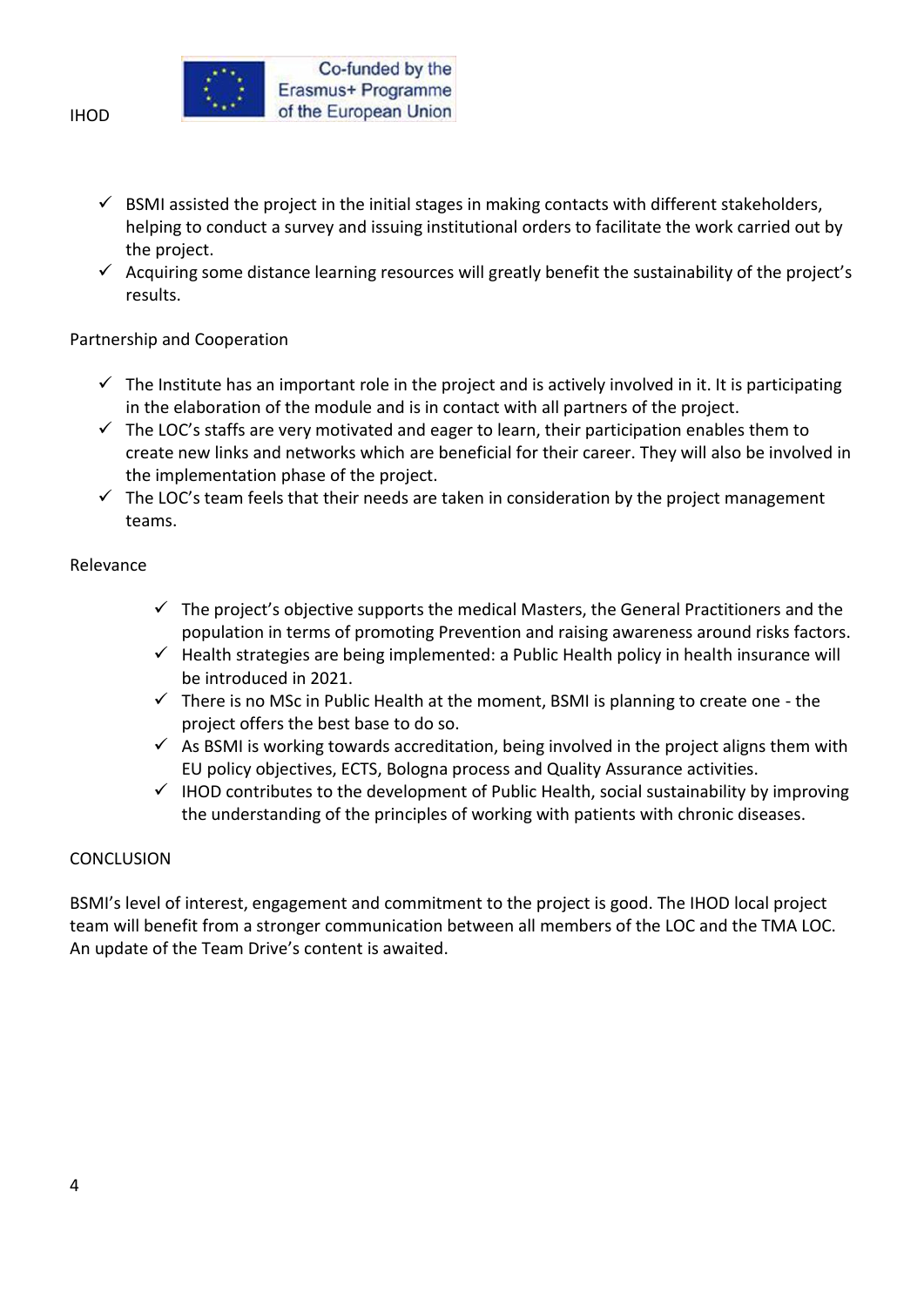- ✓ BSMI assisted the project in the initial stages in making contacts with different stakeholders, helping to conduct a survey and issuing institutional orders to facilitate the work carried out by the project.
- ✓ Acquiring some distance learning resources will greatly benefit the sustainability of the project's results.

Partnership and Cooperation

- ✓ The Institute has an important role in the project and is actively involved in it. It is participating in the elaboration of the module and is in contact with all partners of the project.
- ✓ The LOC's staffs are very motivated and eager to learn, their participation enables them to create new links and networks which are beneficial for their career. They will also be involved in the implementation phase of the project.
- ✓ The LOC's team feels that their needs are taken in consideration by the project management teams.

Relevance

- ✓ The project's objective supports the medical Masters, the General Practitioners and the population in terms of promoting Prevention and raising awareness around risks factors.
- ✓ Health strategies are being implemented: a Public Health policy in health insurance will be introduced in 2021.
- ✓ There is no MSc in Public Health at the moment, BSMI is planning to create one - the project offers the best base to do so.
- ✓ As BSMI is working towards accreditation, being involved in the project aligns them with EU policy objectives, ECTS, Bologna process and Quality Assurance activities.
- ✓ IHOD contributes to the development of Public Health, social sustainability by improving the understanding of the principles of working with patients with chronic diseases.

CONCLUSION

BSMI's level of interest, engagement and commitment to the project is good. The IHOD local project team will benefit from a stronger communication between all members of the LOC and the TMA LOC. An update of the Team Drive's content is awaited.